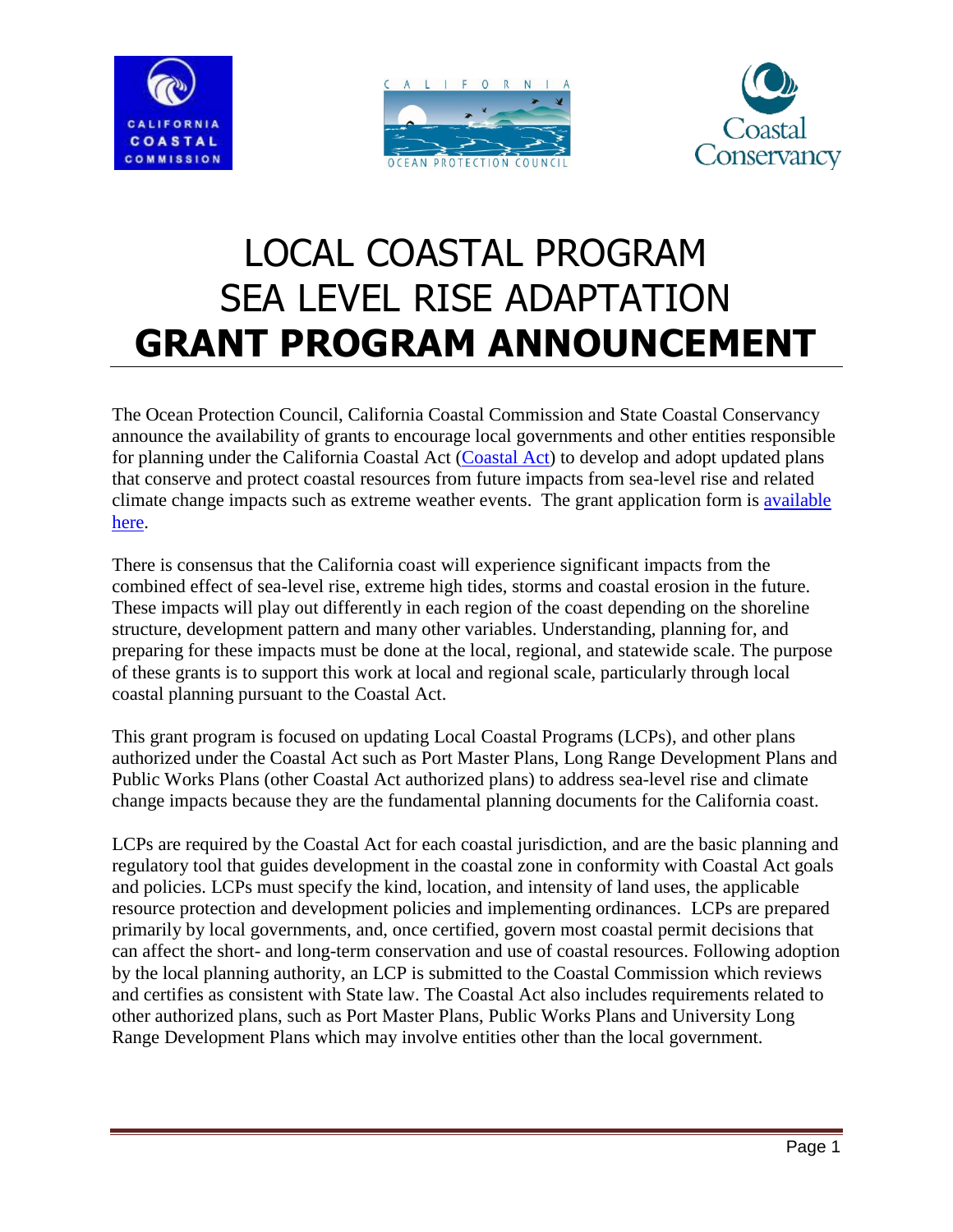# LOCAL COASTAL PROGRAM SEA LEVEL RISE ADAPTATION **GRANT PROGRAM ANNOUNCEMENT**

The Ocean Protection Council, California Coastal Commission and State Coastal Conservancy announce the availability of grants to encourage local governments and other entities responsible for planning under the California Coastal Act (Coastal Act) to develop and adopt updated plans that conserve and protect coastal resources from future impacts from sea-level rise and related climate change impacts such as extreme weather events. The grant application form is available here.

There is consensus that the California coast will experience significant impacts from the combined effect of sea-level rise, extreme high tides, storms and coastal erosion in the future. These impacts will play out differently in each region of the coast depending on the shoreline structure, development pattern and many other variables. Understanding, planning for, and preparing for these impacts must be done at the local, regional, and statewide scale. The purpose of these grants is to support this work at local and regional scale, particularly through local coastal planning pursuant to the Coastal Act.

This grant program is focused on updating Local Coastal Programs (LCPs), and other plans authorized under the Coastal Act such as Port Master Plans, Long Range Development Plans and Public Works Plans (other Coastal Act authorized plans) to address sea-level rise and climate change impacts because they are the fundamental planning documents for the California coast.

LCPs are required by the Coastal Act for each coastal jurisdiction, and are the basic planning and regulatory tool that guides development in the coastal zone in conformity with Coastal Act goals and policies. LCPs must specify the kind, location, and intensity of land uses, the applicable resource protection and development policies and implementing ordinances. LCPs are prepared primarily by local governments, and, once certified, govern most coastal permit decisions that can affect the short- and long-term conservation and use of coastal resources. Following adoption by the local planning authority, an LCP is submitted to the Coastal Commission which reviews and certifies as consistent with State law. The Coastal Act also includes requirements related to other authorized plans, such as Port Master Plans, Public Works Plans and University Long Range Development Plans which may involve entities other than the local government.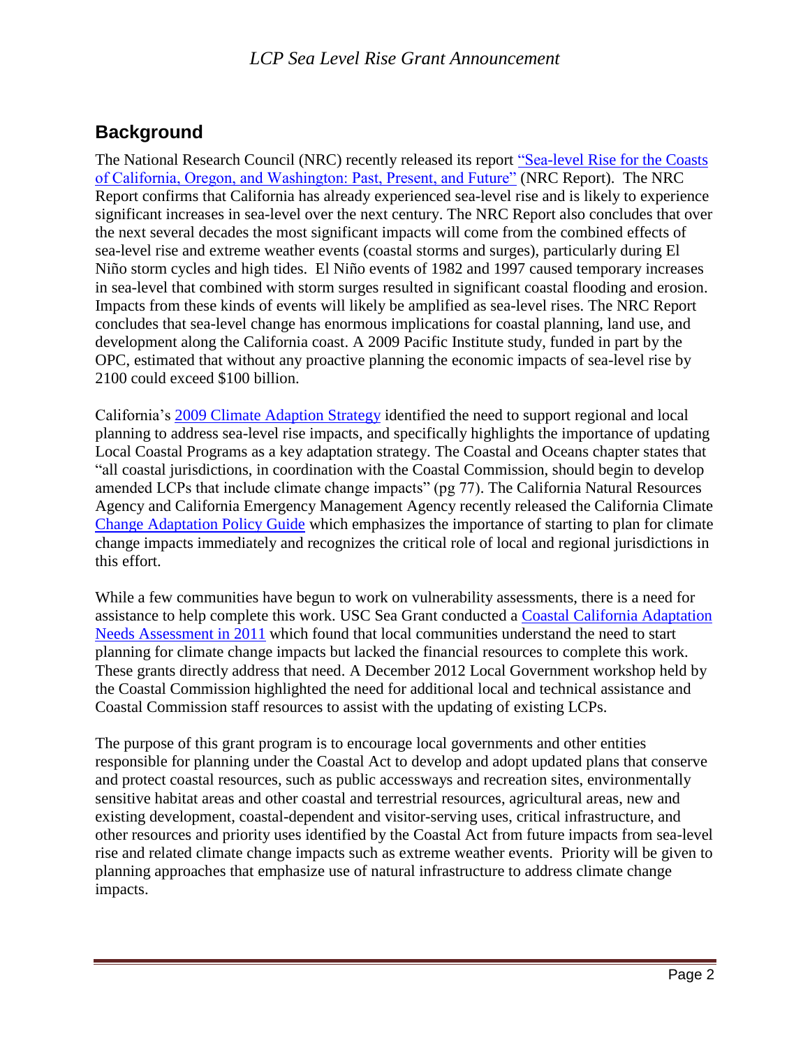## Background

The National Research Council (NRC) recently released its report "Sea-level Rise for the Coasts of California, Oregon, and Washington: Past, Present, and Future" (NRC Report). The NRC Report confirms that California has already experienced sea-level rise and is likely to experience significant increases in sea-level over the next century. The NRC Report also concludes that over the next several decades the most significant impacts will come from the combined effects of sea-level rise and extreme weather events (coastal storms and surges), particularly during El Niño storm cycles and high tides. El Niño events of 1982 and 1997 caused temporary increases in sea-level that combined with storm surges resulted in significant coastal flooding and erosion. Impacts from these kinds of events will likely be amplified as sea-level rises. The NRC Report concludes that sea-level change has enormous implications for coastal planning, land use, and development along the California coast. A 2009 Pacific Institute study, funded in part by the OPC, estimated that without any proactive planning the economic impacts of sea-level rise by 2100 could exceed $100 billion.

California's 2009 Climate Adaption Strategy identified the need to support regional and local planning to address sea-level rise impacts, and specifically highlights the importance of updating Local Coastal Programs as a key adaptation strategy. The Coastal and Oceans chapter states that "all coastal jurisdictions, in coordination with the Coastal Commission, should begin to develop amended LCPs that include climate change impacts" (pg 77). The California Natural Resources Agency and California Emergency Management Agency recently released the California Climate Change Adaptation Policy Guide which emphasizes the importance of starting to plan for climate change impacts immediately and recognizes the critical role of local and regional jurisdictions in this effort.

While a few communities have begun to work on vulnerability assessments, there is a need for assistance to help complete this work. USC Sea Grant conducted a Coastal California Adaptation Needs Assessment in 2011 which found that local communities understand the need to start planning for climate change impacts but lacked the financial resources to complete this work. These grants directly address that need. A December 2012 Local Government workshop held by the Coastal Commission highlighted the need for additional local and technical assistance and Coastal Commission staff resources to assist with the updating of existing LCPs.

The purpose of this grant program is to encourage local governments and other entities responsible for planning under the Coastal Act to develop and adopt updated plans that conserve and protect coastal resources, such as public accessways and recreation sites, environmentally sensitive habitat areas and other coastal and terrestrial resources, agricultural areas, new and existing development, coastal-dependent and visitor-serving uses, critical infrastructure, and other resources and priority uses identified by the Coastal Act from future impacts from sea-level rise and related climate change impacts such as extreme weather events. Priority will be given to planning approaches that emphasize use of natural infrastructure to address climate change impacts.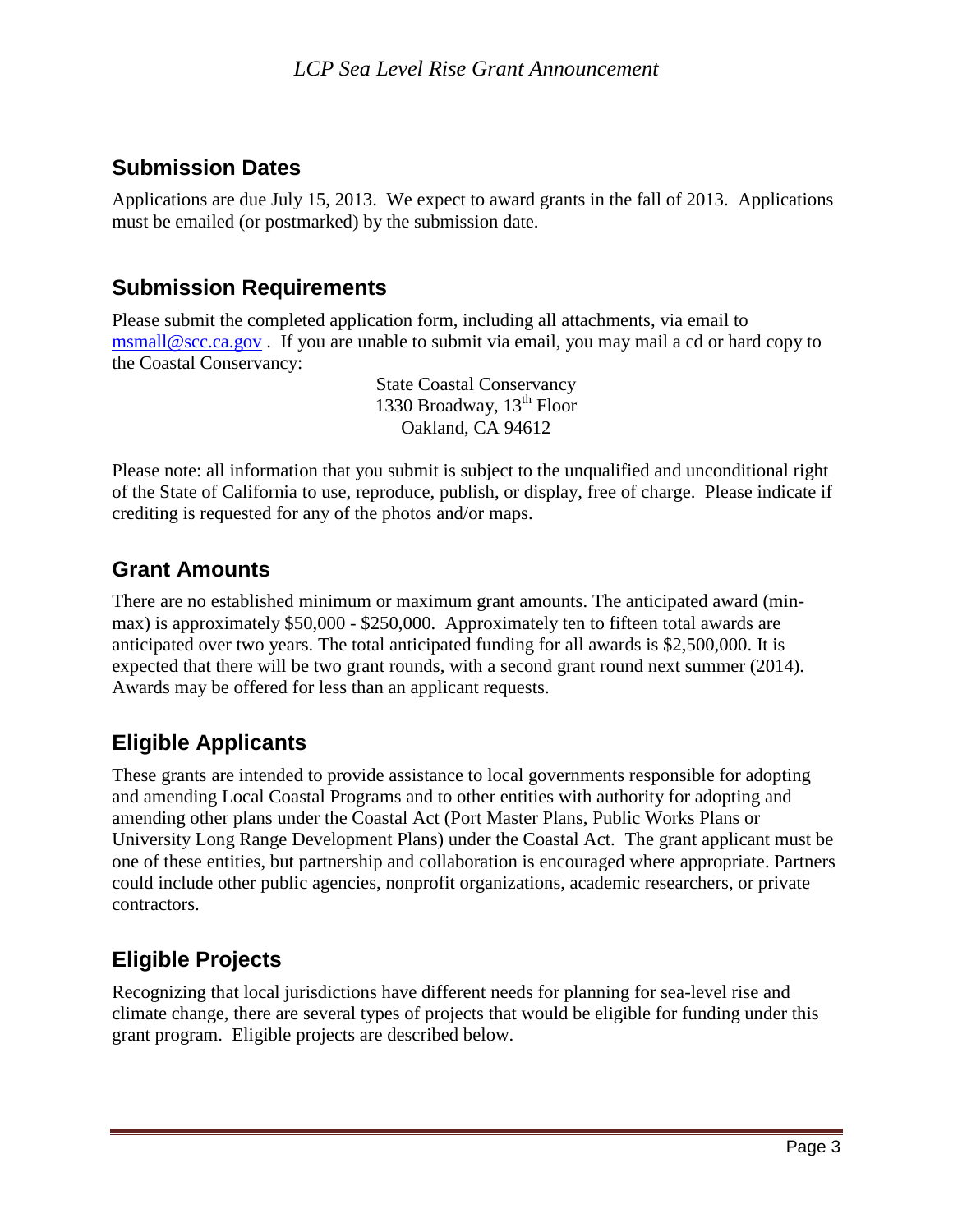## Submission Dates

Applications are due July 15, 2013. We expect to award grants in the fall of 2013. Applications must be emailed (or postmarked) by the submission date.

## Submission Requirements

Please submit the completed application form, including all attachments, via email to msmall@scc.ca.gov . If you are unable to submit via email, you may mail a cd or hard copy to the Coastal Conservancy:

State Coastal Conservancy
1330 Broadway, 13th Floor
Oakland, CA 94612

Please note: all information that you submit is subject to the unqualified and unconditional right of the State of California to use, reproduce, publish, or display, free of charge. Please indicate if crediting is requested for any of the photos and/or maps.

## Grant Amounts

There are no established minimum or maximum grant amounts. The anticipated award (min-max) is approximately $50,000 - $250,000. Approximately ten to fifteen total awards are anticipated over two years. The total anticipated funding for all awards is $2,500,000. It is expected that there will be two grant rounds, with a second grant round next summer (2014). Awards may be offered for less than an applicant requests.

## Eligible Applicants

These grants are intended to provide assistance to local governments responsible for adopting and amending Local Coastal Programs and to other entities with authority for adopting and amending other plans under the Coastal Act (Port Master Plans, Public Works Plans or University Long Range Development Plans) under the Coastal Act. The grant applicant must be one of these entities, but partnership and collaboration is encouraged where appropriate. Partners could include other public agencies, nonprofit organizations, academic researchers, or private contractors.

## Eligible Projects

Recognizing that local jurisdictions have different needs for planning for sea-level rise and climate change, there are several types of projects that would be eligible for funding under this grant program. Eligible projects are described below.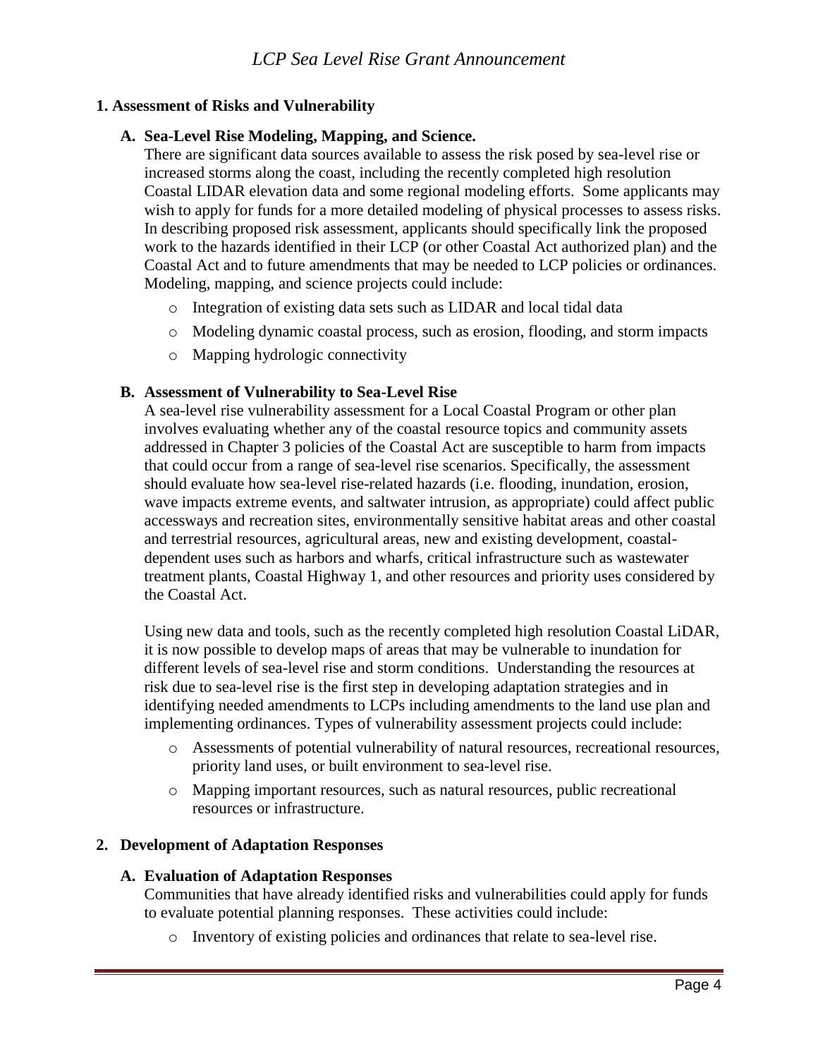## 1. Assessment of Risks and Vulnerability

### A. Sea-Level Rise Modeling, Mapping, and Science.

There are significant data sources available to assess the risk posed by sea-level rise or increased storms along the coast, including the recently completed high resolution Coastal LIDAR elevation data and some regional modeling efforts. Some applicants may wish to apply for funds for a more detailed modeling of physical processes to assess risks. In describing proposed risk assessment, applicants should specifically link the proposed work to the hazards identified in their LCP (or other Coastal Act authorized plan) and the Coastal Act and to future amendments that may be needed to LCP policies or ordinances. Modeling, mapping, and science projects could include:

- Integration of existing data sets such as LIDAR and local tidal data
- Modeling dynamic coastal process, such as erosion, flooding, and storm impacts
- Mapping hydrologic connectivity

### B. Assessment of Vulnerability to Sea-Level Rise

A sea-level rise vulnerability assessment for a Local Coastal Program or other plan involves evaluating whether any of the coastal resource topics and community assets addressed in Chapter 3 policies of the Coastal Act are susceptible to harm from impacts that could occur from a range of sea-level rise scenarios. Specifically, the assessment should evaluate how sea-level rise-related hazards (i.e. flooding, inundation, erosion, wave impacts extreme events, and saltwater intrusion, as appropriate) could affect public accessways and recreation sites, environmentally sensitive habitat areas and other coastal and terrestrial resources, agricultural areas, new and existing development, coastal-dependent uses such as harbors and wharfs, critical infrastructure such as wastewater treatment plants, Coastal Highway 1, and other resources and priority uses considered by the Coastal Act.

Using new data and tools, such as the recently completed high resolution Coastal LiDAR, it is now possible to develop maps of areas that may be vulnerable to inundation for different levels of sea-level rise and storm conditions. Understanding the resources at risk due to sea-level rise is the first step in developing adaptation strategies and in identifying needed amendments to LCPs including amendments to the land use plan and implementing ordinances. Types of vulnerability assessment projects could include:

- Assessments of potential vulnerability of natural resources, recreational resources, priority land uses, or built environment to sea-level rise.
- Mapping important resources, such as natural resources, public recreational resources or infrastructure.

## 2. Development of Adaptation Responses

### A. Evaluation of Adaptation Responses

Communities that have already identified risks and vulnerabilities could apply for funds to evaluate potential planning responses. These activities could include:

- Inventory of existing policies and ordinances that relate to sea-level rise.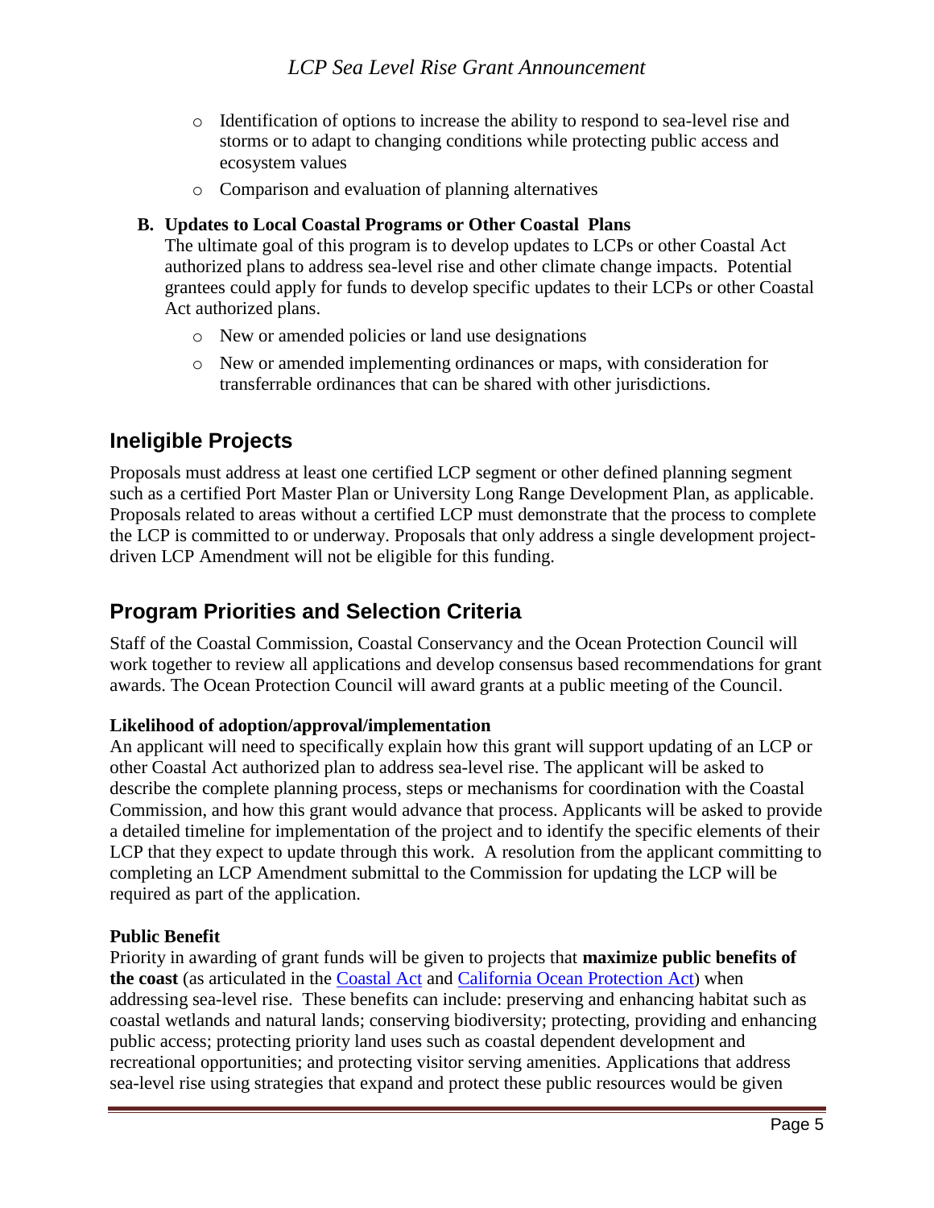- Identification of options to increase the ability to respond to sea-level rise and storms or to adapt to changing conditions while protecting public access and ecosystem values
- Comparison and evaluation of planning alternatives

**B. Updates to Local Coastal Programs or Other Coastal Plans**

The ultimate goal of this program is to develop updates to LCPs or other Coastal Act authorized plans to address sea-level rise and other climate change impacts. Potential grantees could apply for funds to develop specific updates to their LCPs or other Coastal Act authorized plans.

- New or amended policies or land use designations
- New or amended implementing ordinances or maps, with consideration for transferrable ordinances that can be shared with other jurisdictions.

## Ineligible Projects

Proposals must address at least one certified LCP segment or other defined planning segment such as a certified Port Master Plan or University Long Range Development Plan, as applicable. Proposals related to areas without a certified LCP must demonstrate that the process to complete the LCP is committed to or underway. Proposals that only address a single development project-driven LCP Amendment will not be eligible for this funding.

## Program Priorities and Selection Criteria

Staff of the Coastal Commission, Coastal Conservancy and the Ocean Protection Council will work together to review all applications and develop consensus based recommendations for grant awards. The Ocean Protection Council will award grants at a public meeting of the Council.

**Likelihood of adoption/approval/implementation**

An applicant will need to specifically explain how this grant will support updating of an LCP or other Coastal Act authorized plan to address sea-level rise. The applicant will be asked to describe the complete planning process, steps or mechanisms for coordination with the Coastal Commission, and how this grant would advance that process. Applicants will be asked to provide a detailed timeline for implementation of the project and to identify the specific elements of their LCP that they expect to update through this work. A resolution from the applicant committing to completing an LCP Amendment submittal to the Commission for updating the LCP will be required as part of the application.

**Public Benefit**

Priority in awarding of grant funds will be given to projects that **maximize public benefits of the coast** (as articulated in the Coastal Act and California Ocean Protection Act) when addressing sea-level rise. These benefits can include: preserving and enhancing habitat such as coastal wetlands and natural lands; conserving biodiversity; protecting, providing and enhancing public access; protecting priority land uses such as coastal dependent development and recreational opportunities; and protecting visitor serving amenities. Applications that address sea-level rise using strategies that expand and protect these public resources would be given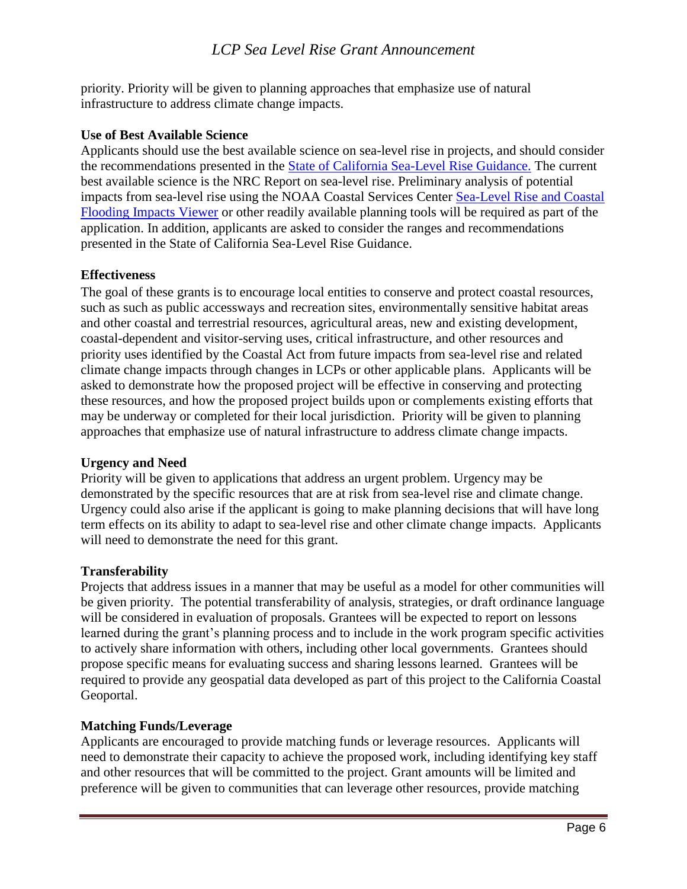priority. Priority will be given to planning approaches that emphasize use of natural infrastructure to address climate change impacts.

**Use of Best Available Science**

Applicants should use the best available science on sea-level rise in projects, and should consider the recommendations presented in the State of California Sea-Level Rise Guidance. The current best available science is the NRC Report on sea-level rise. Preliminary analysis of potential impacts from sea-level rise using the NOAA Coastal Services Center Sea-Level Rise and Coastal Flooding Impacts Viewer or other readily available planning tools will be required as part of the application. In addition, applicants are asked to consider the ranges and recommendations presented in the State of California Sea-Level Rise Guidance.

**Effectiveness**

The goal of these grants is to encourage local entities to conserve and protect coastal resources, such as such as public accessways and recreation sites, environmentally sensitive habitat areas and other coastal and terrestrial resources, agricultural areas, new and existing development, coastal-dependent and visitor-serving uses, critical infrastructure, and other resources and priority uses identified by the Coastal Act from future impacts from sea-level rise and related climate change impacts through changes in LCPs or other applicable plans. Applicants will be asked to demonstrate how the proposed project will be effective in conserving and protecting these resources, and how the proposed project builds upon or complements existing efforts that may be underway or completed for their local jurisdiction. Priority will be given to planning approaches that emphasize use of natural infrastructure to address climate change impacts.

**Urgency and Need**

Priority will be given to applications that address an urgent problem. Urgency may be demonstrated by the specific resources that are at risk from sea-level rise and climate change. Urgency could also arise if the applicant is going to make planning decisions that will have long term effects on its ability to adapt to sea-level rise and other climate change impacts. Applicants will need to demonstrate the need for this grant.

**Transferability**

Projects that address issues in a manner that may be useful as a model for other communities will be given priority. The potential transferability of analysis, strategies, or draft ordinance language will be considered in evaluation of proposals. Grantees will be expected to report on lessons learned during the grant's planning process and to include in the work program specific activities to actively share information with others, including other local governments. Grantees should propose specific means for evaluating success and sharing lessons learned. Grantees will be required to provide any geospatial data developed as part of this project to the California Coastal Geoportal.

**Matching Funds/Leverage**

Applicants are encouraged to provide matching funds or leverage resources. Applicants will need to demonstrate their capacity to achieve the proposed work, including identifying key staff and other resources that will be committed to the project. Grant amounts will be limited and preference will be given to communities that can leverage other resources, provide matching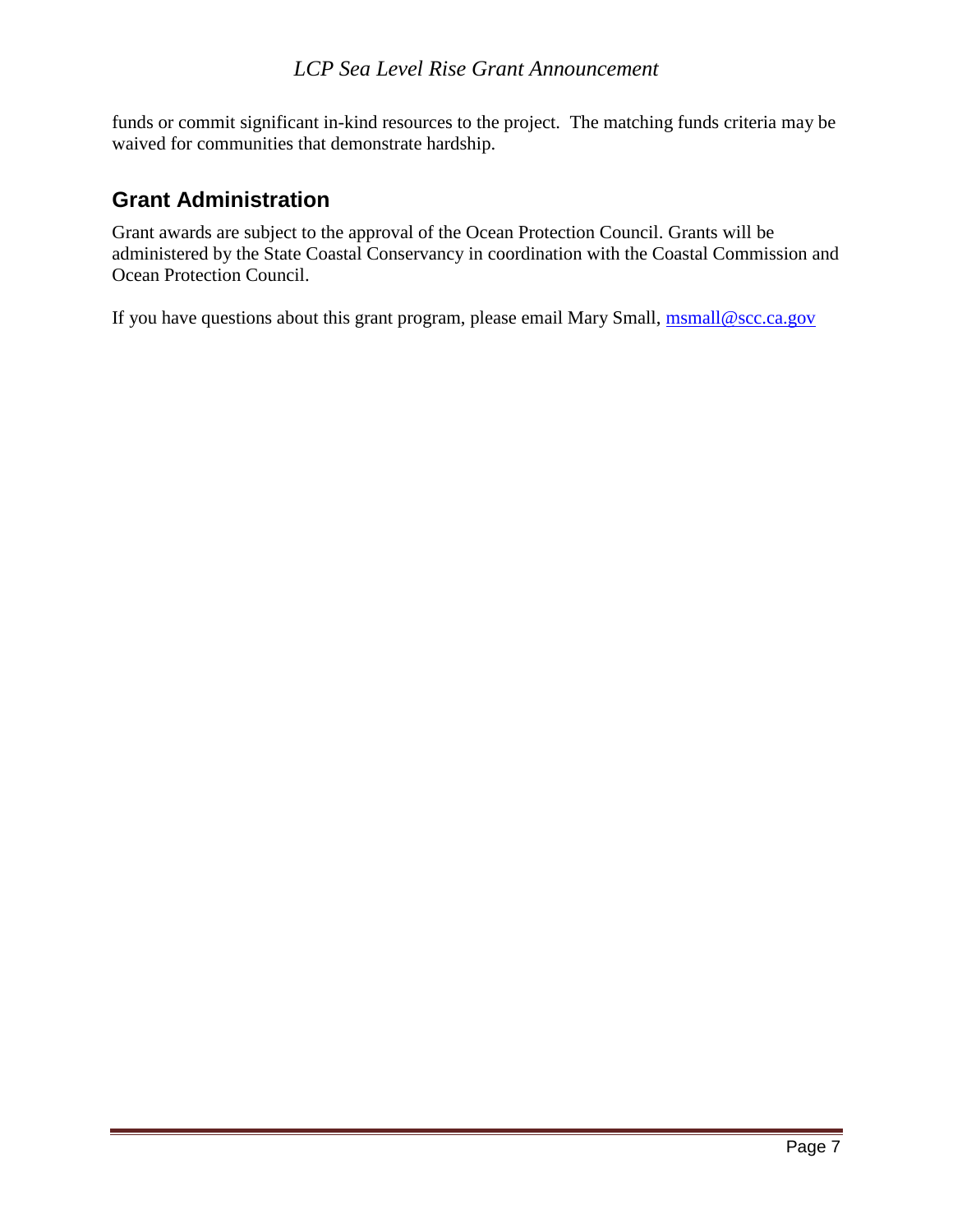funds or commit significant in-kind resources to the project. The matching funds criteria may be waived for communities that demonstrate hardship.

## Grant Administration

Grant awards are subject to the approval of the Ocean Protection Council. Grants will be administered by the State Coastal Conservancy in coordination with the Coastal Commission and Ocean Protection Council.

If you have questions about this grant program, please email Mary Small, msmall@scc.ca.gov